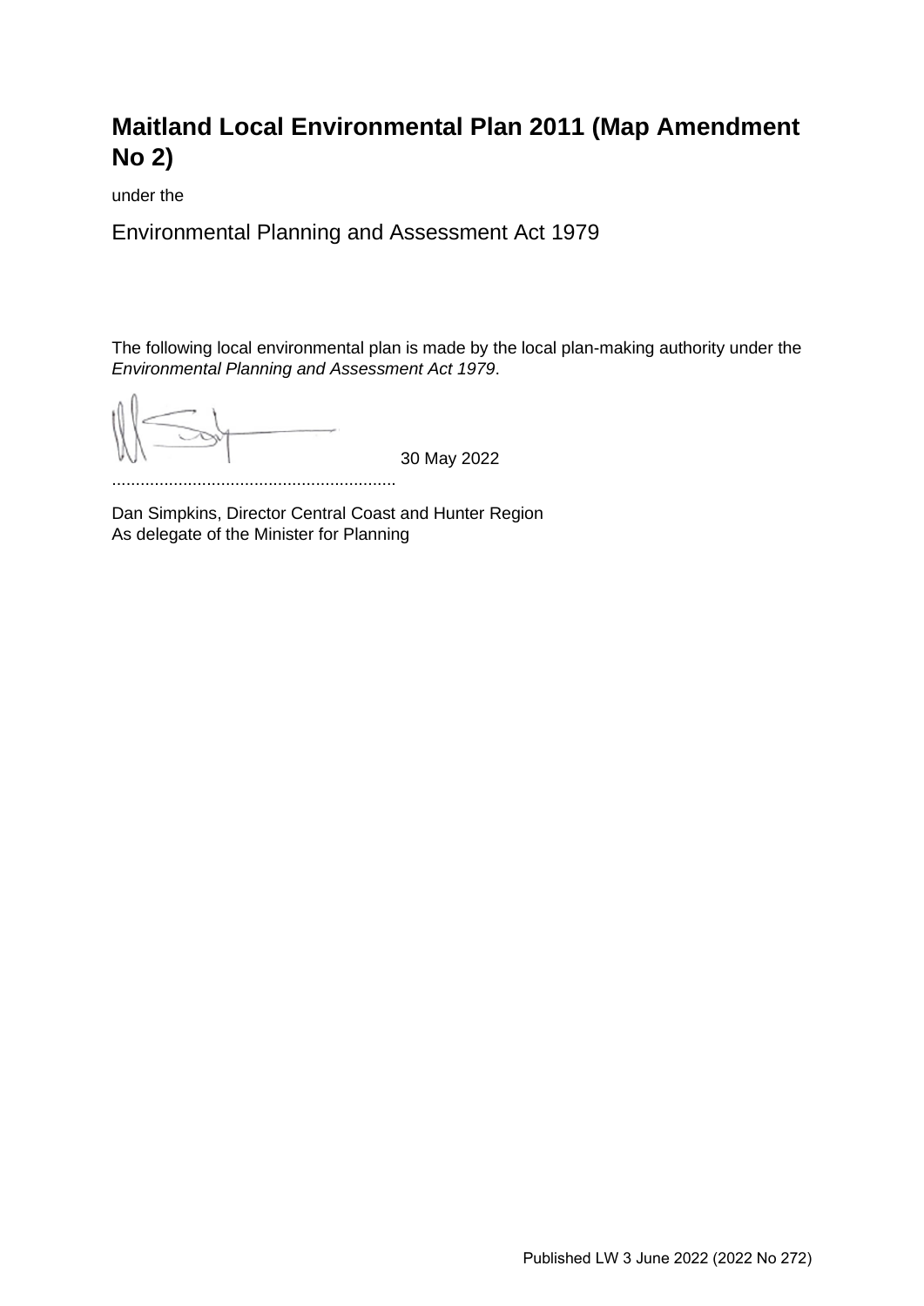# Maitland Local Environmental Plan 2011 (Map Amendment No 2)

under the

## Environmental Planning and Assessment Act 1979

The following local environmental plan is made by the local plan-making authority under the *Environmental Planning and Assessment Act 1979*.

30 May 2022

...........................................................

Dan Simpkins, Director Central Coast and Hunter Region
As delegate of the Minister for Planning

Published LW 3 June 2022 (2022 No 272)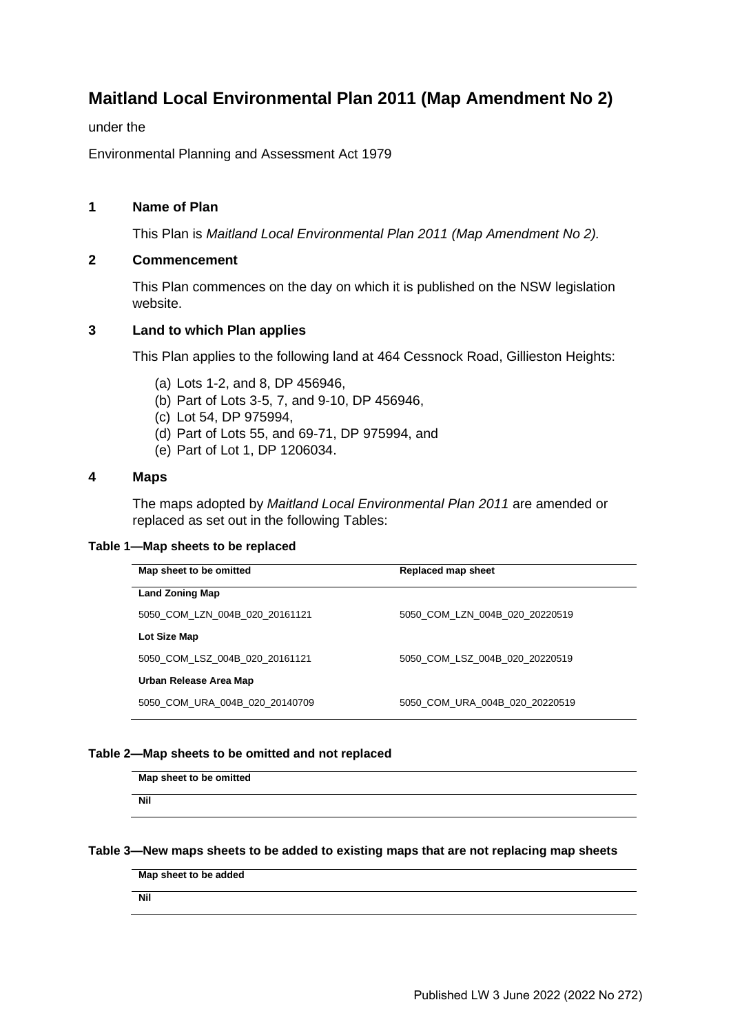# Maitland Local Environmental Plan 2011 (Map Amendment No 2)

under the

Environmental Planning and Assessment Act 1979

## 1 Name of Plan

This Plan is *Maitland Local Environmental Plan 2011 (Map Amendment No 2).*

## 2 Commencement

This Plan commences on the day on which it is published on the NSW legislation website.

## 3 Land to which Plan applies

This Plan applies to the following land at 464 Cessnock Road, Gillieston Heights:

(a) Lots 1-2, and 8, DP 456946,
(b) Part of Lots 3-5, 7, and 9-10, DP 456946,
(c) Lot 54, DP 975994,
(d) Part of Lots 55, and 69-71, DP 975994, and
(e) Part of Lot 1, DP 1206034.

## 4 Maps

The maps adopted by *Maitland Local Environmental Plan 2011* are amended or replaced as set out in the following Tables:

**Table 1—Map sheets to be replaced**

| Map sheet to be omitted | Replaced map sheet |
|---|---|
| **Land Zoning Map** | |
| 5050_COM_LZN_004B_020_20161121 | 5050_COM_LZN_004B_020_20220519 |
| **Lot Size Map** | |
| 5050_COM_LSZ_004B_020_20161121 | 5050_COM_LSZ_004B_020_20220519 |
| **Urban Release Area Map** | |
| 5050_COM_URA_004B_020_20140709 | 5050_COM_URA_004B_020_20220519 |

**Table 2—Map sheets to be omitted and not replaced**

| Map sheet to be omitted |
|---|
| Nil |

**Table 3—New maps sheets to be added to existing maps that are not replacing map sheets**

| Map sheet to be added |
|---|
| Nil |

Published LW 3 June 2022 (2022 No 272)